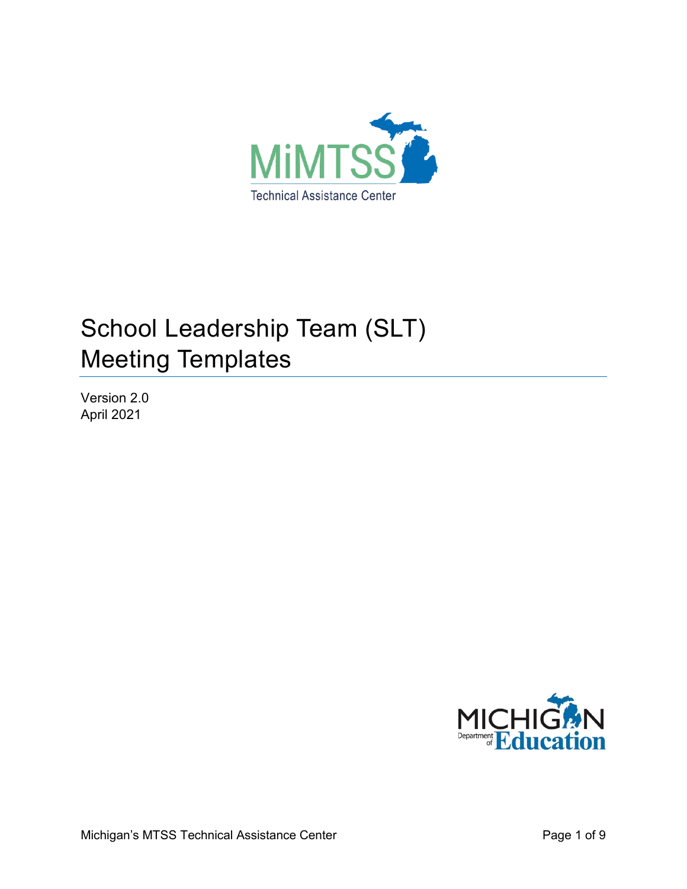# School Leadership Team (SLT) Meeting Templates

Version 2.0
April 2021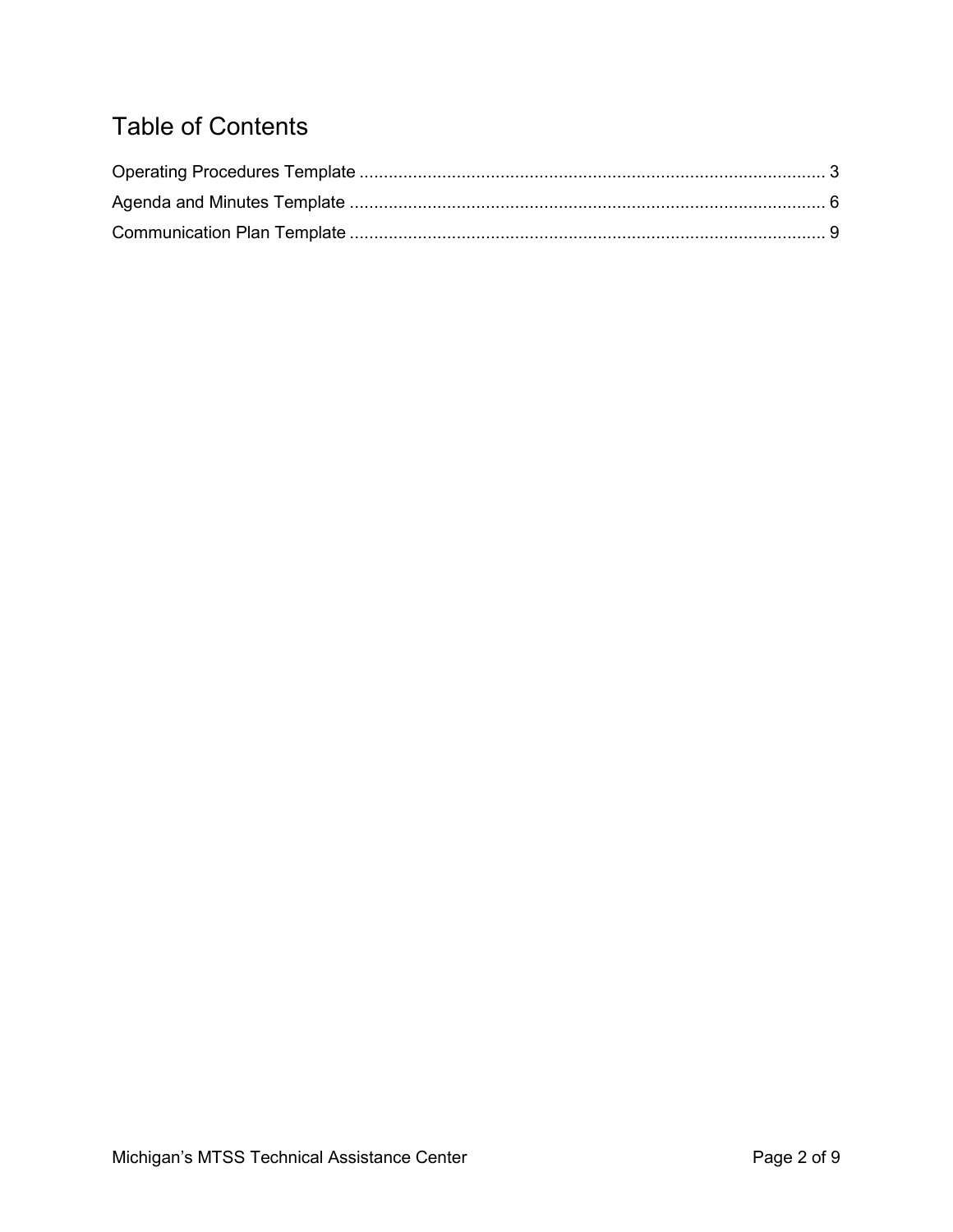# Table of Contents

Operating Procedures Template .................................................................................................. 3

Agenda and Minutes Template .................................................................................................. 6

Communication Plan Template .................................................................................................. 9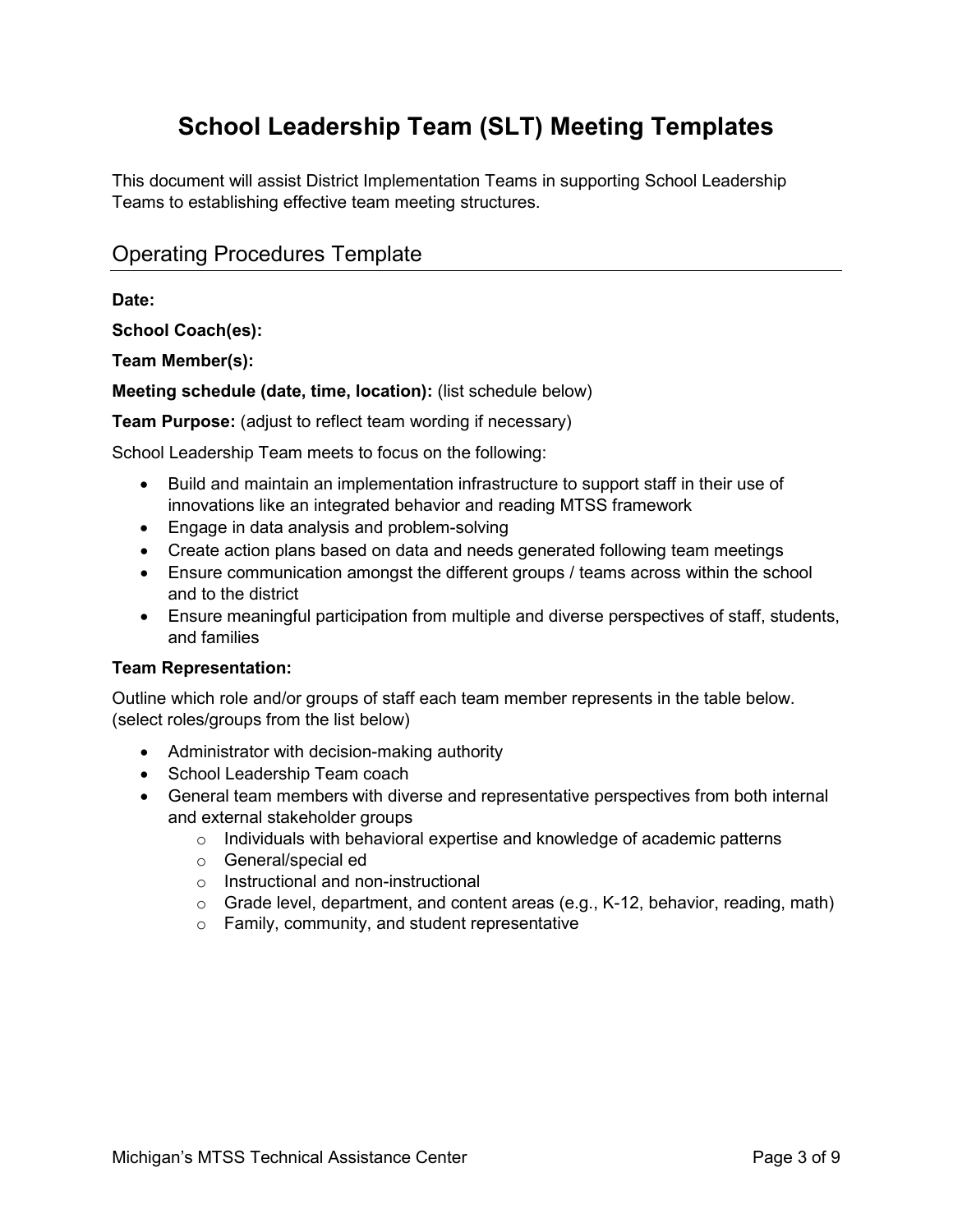# School Leadership Team (SLT) Meeting Templates

This document will assist District Implementation Teams in supporting School Leadership Teams to establishing effective team meeting structures.

## Operating Procedures Template

**Date:**

**School Coach(es):**

**Team Member(s):**

**Meeting schedule (date, time, location):** (list schedule below)

**Team Purpose:** (adjust to reflect team wording if necessary)

School Leadership Team meets to focus on the following:

- Build and maintain an implementation infrastructure to support staff in their use of innovations like an integrated behavior and reading MTSS framework
- Engage in data analysis and problem-solving
- Create action plans based on data and needs generated following team meetings
- Ensure communication amongst the different groups / teams across within the school and to the district
- Ensure meaningful participation from multiple and diverse perspectives of staff, students, and families

**Team Representation:**

Outline which role and/or groups of staff each team member represents in the table below. (select roles/groups from the list below)

- Administrator with decision-making authority
- School Leadership Team coach
- General team members with diverse and representative perspectives from both internal and external stakeholder groups
  - Individuals with behavioral expertise and knowledge of academic patterns
  - General/special ed
  - Instructional and non-instructional
  - Grade level, department, and content areas (e.g., K-12, behavior, reading, math)
  - Family, community, and student representative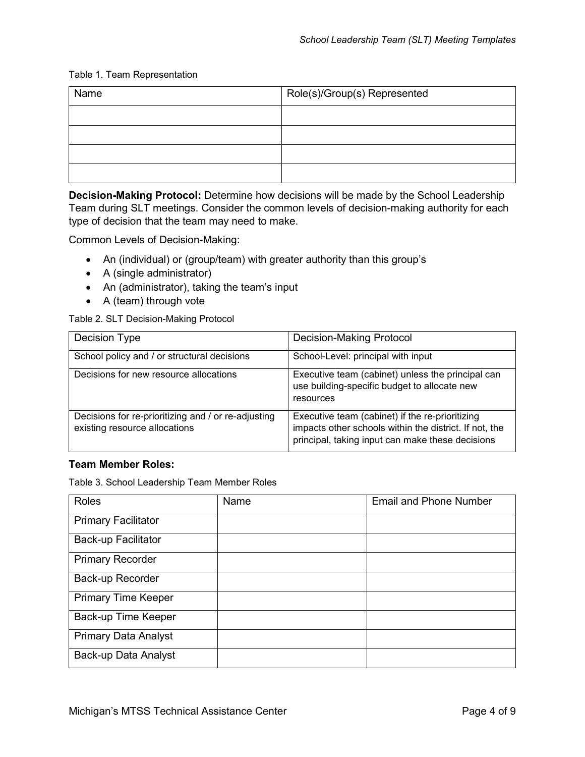Table 1. Team Representation

| Name | Role(s)/Group(s) Represented |
| --- | --- |
| | |
| | |
| | |
| | |

**Decision-Making Protocol:** Determine how decisions will be made by the School Leadership Team during SLT meetings. Consider the common levels of decision-making authority for each type of decision that the team may need to make.

Common Levels of Decision-Making:

- An (individual) or (group/team) with greater authority than this group's
- A (single administrator)
- An (administrator), taking the team's input
- A (team) through vote

Table 2. SLT Decision-Making Protocol

| Decision Type | Decision-Making Protocol |
| --- | --- |
| School policy and / or structural decisions | School-Level: principal with input |
| Decisions for new resource allocations | Executive team (cabinet) unless the principal can use building-specific budget to allocate new resources |
| Decisions for re-prioritizing and / or re-adjusting existing resource allocations | Executive team (cabinet) if the re-prioritizing impacts other schools within the district. If not, the principal, taking input can make these decisions |

**Team Member Roles:**

Table 3. School Leadership Team Member Roles

| Roles | Name | Email and Phone Number |
| --- | --- | --- |
| Primary Facilitator | | |
| Back-up Facilitator | | |
| Primary Recorder | | |
| Back-up Recorder | | |
| Primary Time Keeper | | |
| Back-up Time Keeper | | |
| Primary Data Analyst | | |
| Back-up Data Analyst | | |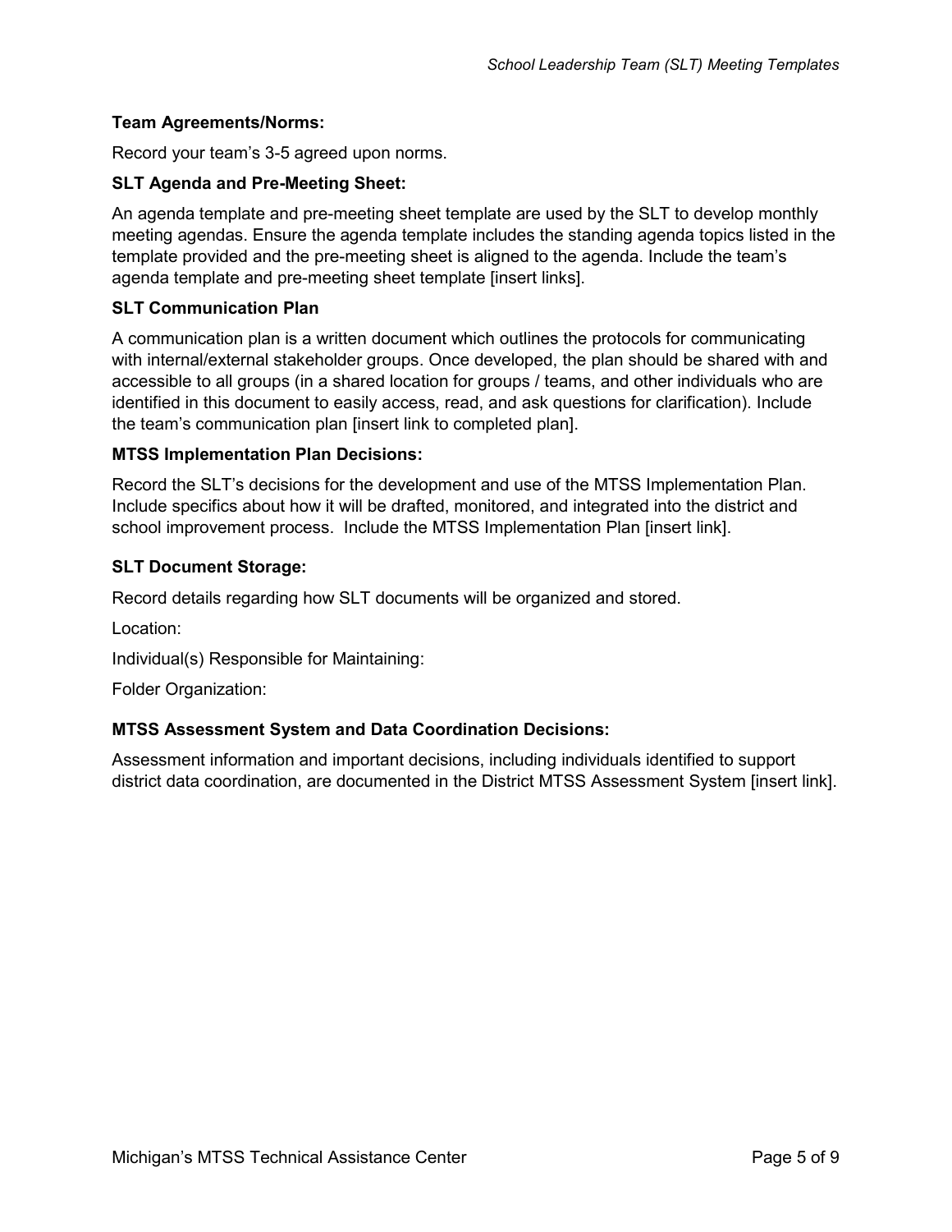**Team Agreements/Norms:**

Record your team's 3-5 agreed upon norms.

**SLT Agenda and Pre-Meeting Sheet:**

An agenda template and pre-meeting sheet template are used by the SLT to develop monthly meeting agendas. Ensure the agenda template includes the standing agenda topics listed in the template provided and the pre-meeting sheet is aligned to the agenda. Include the team's agenda template and pre-meeting sheet template [insert links].

**SLT Communication Plan**

A communication plan is a written document which outlines the protocols for communicating with internal/external stakeholder groups. Once developed, the plan should be shared with and accessible to all groups (in a shared location for groups / teams, and other individuals who are identified in this document to easily access, read, and ask questions for clarification). Include the team's communication plan [insert link to completed plan].

**MTSS Implementation Plan Decisions:**

Record the SLT's decisions for the development and use of the MTSS Implementation Plan. Include specifics about how it will be drafted, monitored, and integrated into the district and school improvement process. Include the MTSS Implementation Plan [insert link].

**SLT Document Storage:**

Record details regarding how SLT documents will be organized and stored.

Location:

Individual(s) Responsible for Maintaining:

Folder Organization:

**MTSS Assessment System and Data Coordination Decisions:**

Assessment information and important decisions, including individuals identified to support district data coordination, are documented in the District MTSS Assessment System [insert link].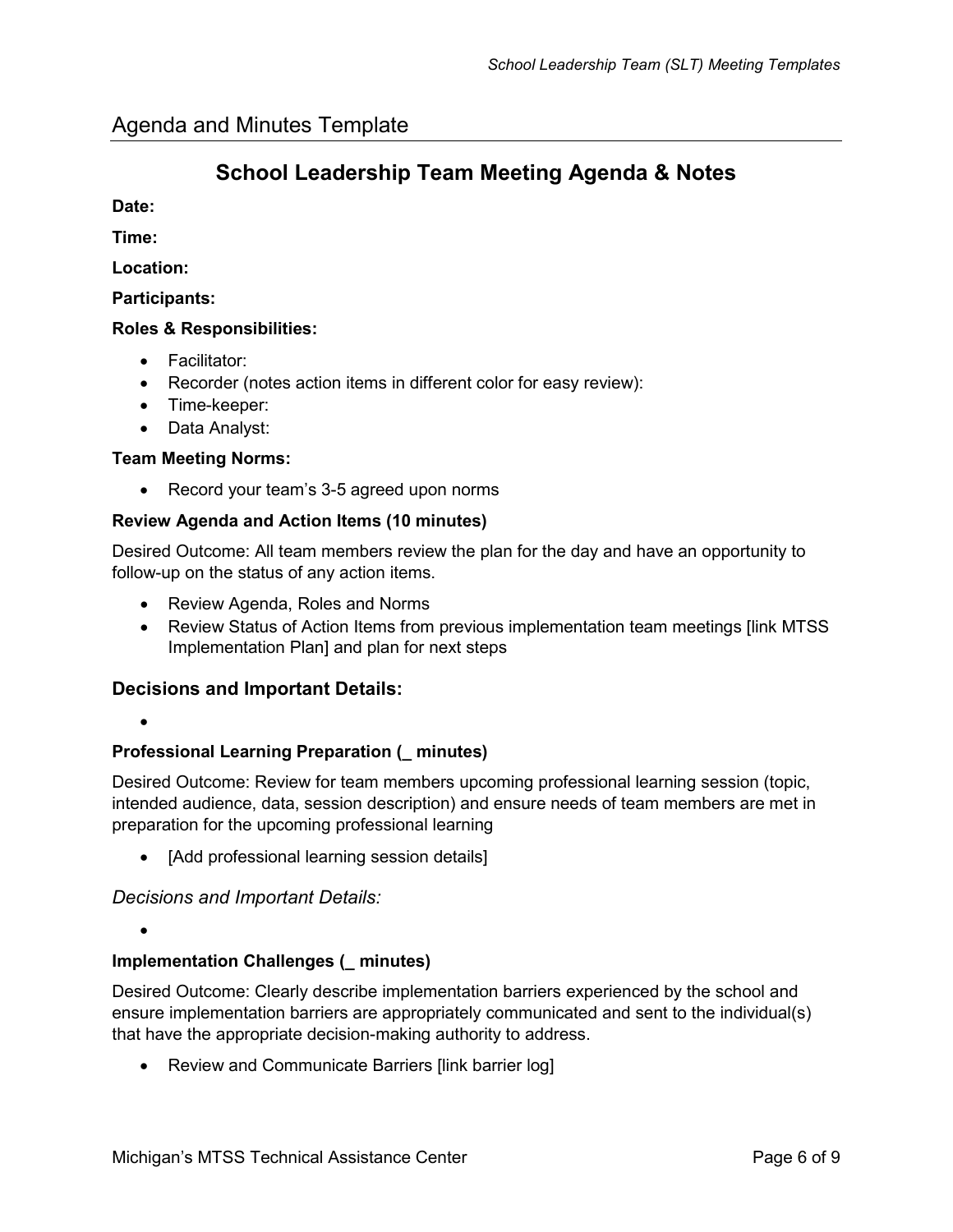## Agenda and Minutes Template

# School Leadership Team Meeting Agenda & Notes

**Date:**

**Time:**

**Location:**

**Participants:**

**Roles & Responsibilities:**

- Facilitator:
- Recorder (notes action items in different color for easy review):
- Time-keeper:
- Data Analyst:

**Team Meeting Norms:**

- Record your team's 3-5 agreed upon norms

**Review Agenda and Action Items (10 minutes)**

Desired Outcome: All team members review the plan for the day and have an opportunity to follow-up on the status of any action items.

- Review Agenda, Roles and Norms
- Review Status of Action Items from previous implementation team meetings [link MTSS Implementation Plan] and plan for next steps

### Decisions and Important Details:

-

**Professional Learning Preparation (_ minutes)**

Desired Outcome: Review for team members upcoming professional learning session (topic, intended audience, data, session description) and ensure needs of team members are met in preparation for the upcoming professional learning

- [Add professional learning session details]

*Decisions and Important Details:*

-

**Implementation Challenges (_ minutes)**

Desired Outcome: Clearly describe implementation barriers experienced by the school and ensure implementation barriers are appropriately communicated and sent to the individual(s) that have the appropriate decision-making authority to address.

- Review and Communicate Barriers [link barrier log]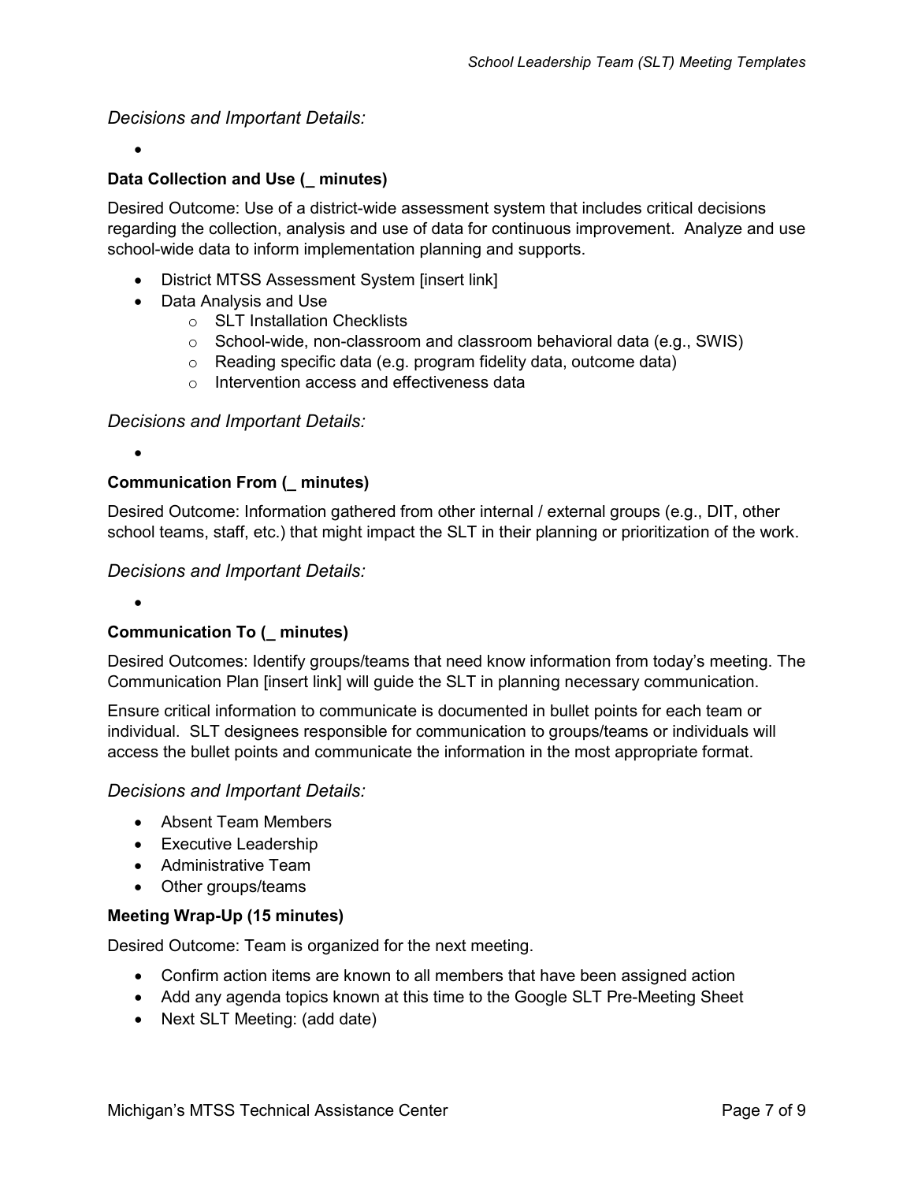*Decisions and Important Details:*

- 

**Data Collection and Use (_ minutes)**

Desired Outcome: Use of a district-wide assessment system that includes critical decisions regarding the collection, analysis and use of data for continuous improvement. Analyze and use school-wide data to inform implementation planning and supports.

- District MTSS Assessment System [insert link]
- Data Analysis and Use
    - SLT Installation Checklists
    - School-wide, non-classroom and classroom behavioral data (e.g., SWIS)
    - Reading specific data (e.g. program fidelity data, outcome data)
    - Intervention access and effectiveness data

*Decisions and Important Details:*

- 

**Communication From (_ minutes)**

Desired Outcome: Information gathered from other internal / external groups (e.g., DIT, other school teams, staff, etc.) that might impact the SLT in their planning or prioritization of the work.

*Decisions and Important Details:*

- 

**Communication To (_ minutes)**

Desired Outcomes: Identify groups/teams that need know information from today's meeting. The Communication Plan [insert link] will guide the SLT in planning necessary communication.

Ensure critical information to communicate is documented in bullet points for each team or individual. SLT designees responsible for communication to groups/teams or individuals will access the bullet points and communicate the information in the most appropriate format.

*Decisions and Important Details:*

- Absent Team Members
- Executive Leadership
- Administrative Team
- Other groups/teams

**Meeting Wrap-Up (15 minutes)**

Desired Outcome: Team is organized for the next meeting.

- Confirm action items are known to all members that have been assigned action
- Add any agenda topics known at this time to the Google SLT Pre-Meeting Sheet
- Next SLT Meeting: (add date)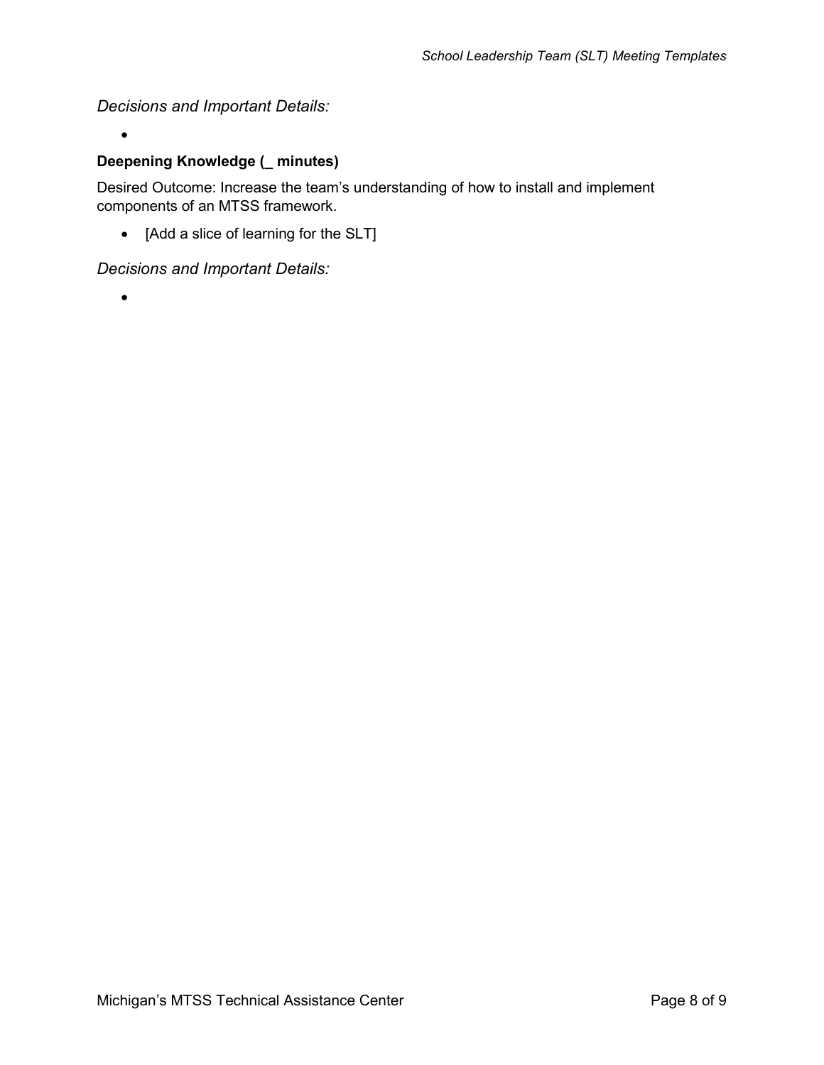*Decisions and Important Details:*

- 

**Deepening Knowledge (_ minutes)**

Desired Outcome: Increase the team's understanding of how to install and implement components of an MTSS framework.

- [Add a slice of learning for the SLT]

*Decisions and Important Details:*

-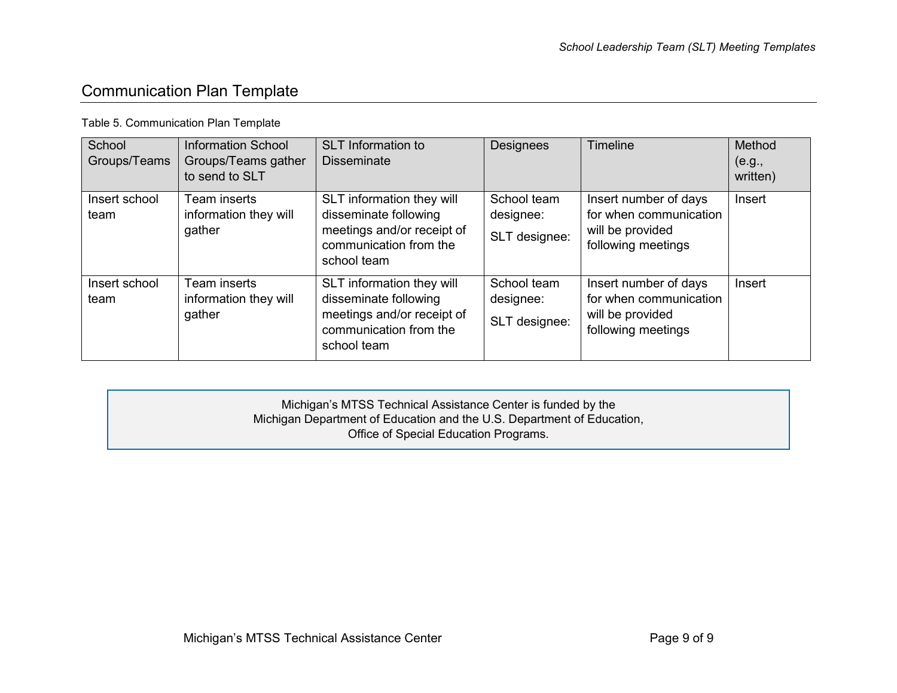## Communication Plan Template

Table 5. Communication Plan Template

| School Groups/Teams | Information School Groups/Teams gather to send to SLT | SLT Information to Disseminate | Designees | Timeline | Method (e.g., written) |
|---|---|---|---|---|---|
| Insert school team | Team inserts information they will gather | SLT information they will disseminate following meetings and/or receipt of communication from the school team | School team designee: SLT designee: | Insert number of days for when communication will be provided following meetings | Insert |
| Insert school team | Team inserts information they will gather | SLT information they will disseminate following meetings and/or receipt of communication from the school team | School team designee: SLT designee: | Insert number of days for when communication will be provided following meetings | Insert |

Michigan's MTSS Technical Assistance Center is funded by the Michigan Department of Education and the U.S. Department of Education, Office of Special Education Programs.